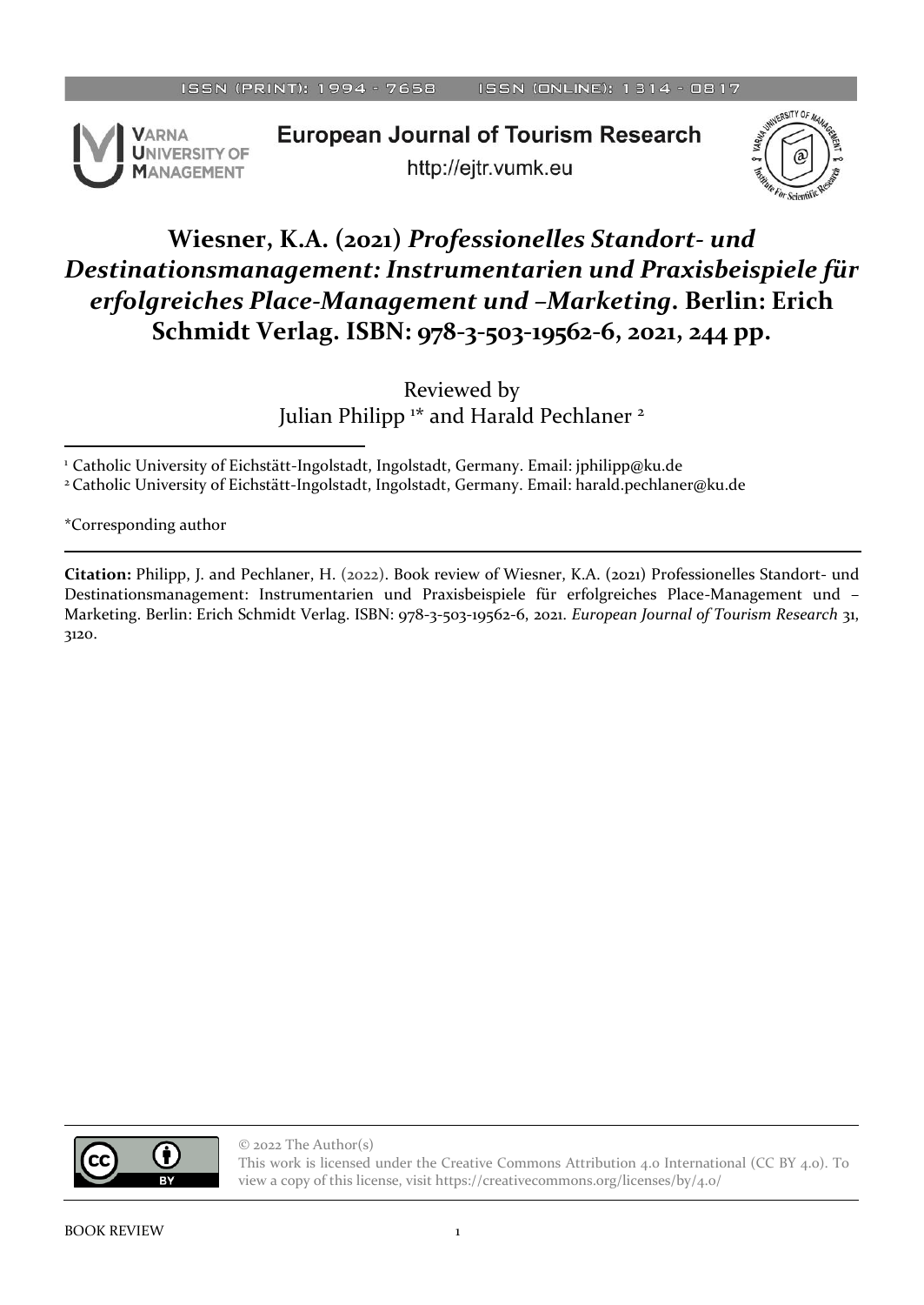# Wiesner, K.A. (2021) *Professionelles Standort- und Destinationsmanagement: Instrumentarien und Praxisbeispiele für erfolgreiches Place-Management und –Marketing*. Berlin: Erich Schmidt Verlag. ISBN: 978-3-503-19562-6, 2021, 244 pp.

Reviewed by
Julian Philipp [1]* and Harald Pechlaner [2]

[1] Catholic University of Eichstätt-Ingolstadt, Ingolstadt, Germany. Email: jphilipp@ku.de
[2] Catholic University of Eichstätt-Ingolstadt, Ingolstadt, Germany. Email: harald.pechlaner@ku.de

*Corresponding author

**Citation:** Philipp, J. and Pechlaner, H. (2022). Book review of Wiesner, K.A. (2021) Professionelles Standort- und Destinationsmanagement: Instrumentarien und Praxisbeispiele für erfolgreiches Place-Management und –Marketing. Berlin: Erich Schmidt Verlag. ISBN: 978-3-503-19562-6, 2021. *European Journal of Tourism Research* 31, 3120.

© 2022 The Author(s)
This work is licensed under the Creative Commons Attribution 4.0 International (CC BY 4.0). To view a copy of this license, visit https://creativecommons.org/licenses/by/4.0/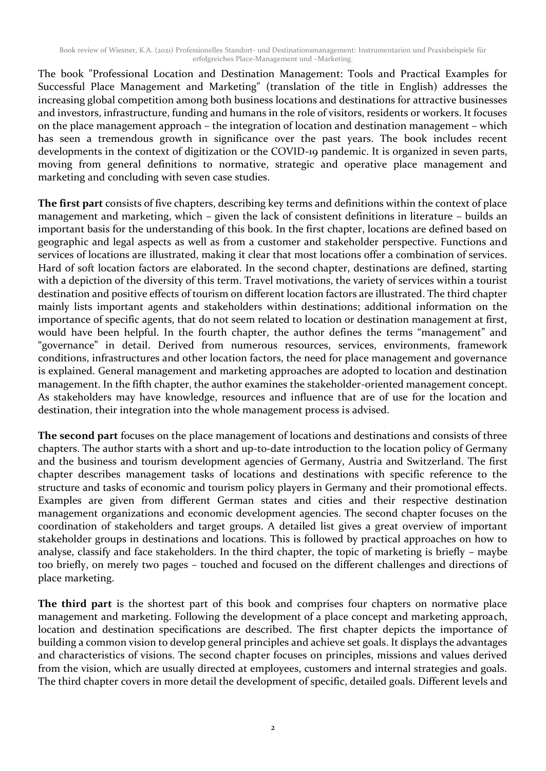The book "Professional Location and Destination Management: Tools and Practical Examples for Successful Place Management and Marketing" (translation of the title in English) addresses the increasing global competition among both business locations and destinations for attractive businesses and investors, infrastructure, funding and humans in the role of visitors, residents or workers. It focuses on the place management approach – the integration of location and destination management – which has seen a tremendous growth in significance over the past years. The book includes recent developments in the context of digitization or the COVID-19 pandemic. It is organized in seven parts, moving from general definitions to normative, strategic and operative place management and marketing and concluding with seven case studies.

**The first part** consists of five chapters, describing key terms and definitions within the context of place management and marketing, which – given the lack of consistent definitions in literature – builds an important basis for the understanding of this book. In the first chapter, locations are defined based on geographic and legal aspects as well as from a customer and stakeholder perspective. Functions and services of locations are illustrated, making it clear that most locations offer a combination of services. Hard of soft location factors are elaborated. In the second chapter, destinations are defined, starting with a depiction of the diversity of this term. Travel motivations, the variety of services within a tourist destination and positive effects of tourism on different location factors are illustrated. The third chapter mainly lists important agents and stakeholders within destinations; additional information on the importance of specific agents, that do not seem related to location or destination management at first, would have been helpful. In the fourth chapter, the author defines the terms "management" and "governance" in detail. Derived from numerous resources, services, environments, framework conditions, infrastructures and other location factors, the need for place management and governance is explained. General management and marketing approaches are adopted to location and destination management. In the fifth chapter, the author examines the stakeholder-oriented management concept. As stakeholders may have knowledge, resources and influence that are of use for the location and destination, their integration into the whole management process is advised.

**The second part** focuses on the place management of locations and destinations and consists of three chapters. The author starts with a short and up-to-date introduction to the location policy of Germany and the business and tourism development agencies of Germany, Austria and Switzerland. The first chapter describes management tasks of locations and destinations with specific reference to the structure and tasks of economic and tourism policy players in Germany and their promotional effects. Examples are given from different German states and cities and their respective destination management organizations and economic development agencies. The second chapter focuses on the coordination of stakeholders and target groups. A detailed list gives a great overview of important stakeholder groups in destinations and locations. This is followed by practical approaches on how to analyse, classify and face stakeholders. In the third chapter, the topic of marketing is briefly – maybe too briefly, on merely two pages – touched and focused on the different challenges and directions of place marketing.

**The third part** is the shortest part of this book and comprises four chapters on normative place management and marketing. Following the development of a place concept and marketing approach, location and destination specifications are described. The first chapter depicts the importance of building a common vision to develop general principles and achieve set goals. It displays the advantages and characteristics of visions. The second chapter focuses on principles, missions and values derived from the vision, which are usually directed at employees, customers and internal strategies and goals. The third chapter covers in more detail the development of specific, detailed goals. Different levels and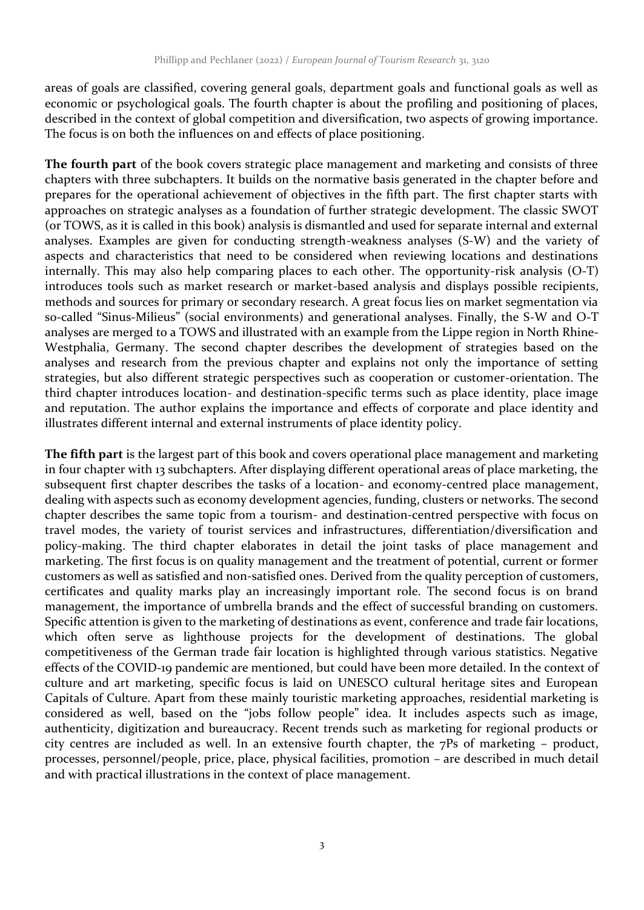areas of goals are classified, covering general goals, department goals and functional goals as well as economic or psychological goals. The fourth chapter is about the profiling and positioning of places, described in the context of global competition and diversification, two aspects of growing importance. The focus is on both the influences on and effects of place positioning.

**The fourth part** of the book covers strategic place management and marketing and consists of three chapters with three subchapters. It builds on the normative basis generated in the chapter before and prepares for the operational achievement of objectives in the fifth part. The first chapter starts with approaches on strategic analyses as a foundation of further strategic development. The classic SWOT (or TOWS, as it is called in this book) analysis is dismantled and used for separate internal and external analyses. Examples are given for conducting strength-weakness analyses (S-W) and the variety of aspects and characteristics that need to be considered when reviewing locations and destinations internally. This may also help comparing places to each other. The opportunity-risk analysis (O-T) introduces tools such as market research or market-based analysis and displays possible recipients, methods and sources for primary or secondary research. A great focus lies on market segmentation via so-called "Sinus-Milieus" (social environments) and generational analyses. Finally, the S-W and O-T analyses are merged to a TOWS and illustrated with an example from the Lippe region in North Rhine-Westphalia, Germany. The second chapter describes the development of strategies based on the analyses and research from the previous chapter and explains not only the importance of setting strategies, but also different strategic perspectives such as cooperation or customer-orientation. The third chapter introduces location- and destination-specific terms such as place identity, place image and reputation. The author explains the importance and effects of corporate and place identity and illustrates different internal and external instruments of place identity policy.

**The fifth part** is the largest part of this book and covers operational place management and marketing in four chapter with 13 subchapters. After displaying different operational areas of place marketing, the subsequent first chapter describes the tasks of a location- and economy-centred place management, dealing with aspects such as economy development agencies, funding, clusters or networks. The second chapter describes the same topic from a tourism- and destination-centred perspective with focus on travel modes, the variety of tourist services and infrastructures, differentiation/diversification and policy-making. The third chapter elaborates in detail the joint tasks of place management and marketing. The first focus is on quality management and the treatment of potential, current or former customers as well as satisfied and non-satisfied ones. Derived from the quality perception of customers, certificates and quality marks play an increasingly important role. The second focus is on brand management, the importance of umbrella brands and the effect of successful branding on customers. Specific attention is given to the marketing of destinations as event, conference and trade fair locations, which often serve as lighthouse projects for the development of destinations. The global competitiveness of the German trade fair location is highlighted through various statistics. Negative effects of the COVID-19 pandemic are mentioned, but could have been more detailed. In the context of culture and art marketing, specific focus is laid on UNESCO cultural heritage sites and European Capitals of Culture. Apart from these mainly touristic marketing approaches, residential marketing is considered as well, based on the "jobs follow people" idea. It includes aspects such as image, authenticity, digitization and bureaucracy. Recent trends such as marketing for regional products or city centres are included as well. In an extensive fourth chapter, the 7Ps of marketing – product, processes, personnel/people, price, place, physical facilities, promotion – are described in much detail and with practical illustrations in the context of place management.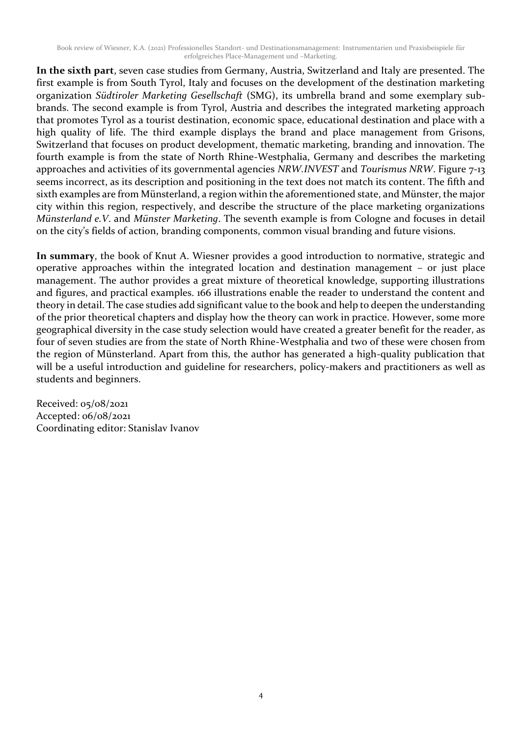**In the sixth part**, seven case studies from Germany, Austria, Switzerland and Italy are presented. The first example is from South Tyrol, Italy and focuses on the development of the destination marketing organization *Südtiroler Marketing Gesellschaft* (SMG), its umbrella brand and some exemplary sub-brands. The second example is from Tyrol, Austria and describes the integrated marketing approach that promotes Tyrol as a tourist destination, economic space, educational destination and place with a high quality of life. The third example displays the brand and place management from Grisons, Switzerland that focuses on product development, thematic marketing, branding and innovation. The fourth example is from the state of North Rhine-Westphalia, Germany and describes the marketing approaches and activities of its governmental agencies *NRW.INVEST* and *Tourismus NRW*. Figure 7-13 seems incorrect, as its description and positioning in the text does not match its content. The fifth and sixth examples are from Münsterland, a region within the aforementioned state, and Münster, the major city within this region, respectively, and describe the structure of the place marketing organizations *Münsterland e.V*. and *Münster Marketing*. The seventh example is from Cologne and focuses in detail on the city's fields of action, branding components, common visual branding and future visions.

**In summary**, the book of Knut A. Wiesner provides a good introduction to normative, strategic and operative approaches within the integrated location and destination management – or just place management. The author provides a great mixture of theoretical knowledge, supporting illustrations and figures, and practical examples. 166 illustrations enable the reader to understand the content and theory in detail. The case studies add significant value to the book and help to deepen the understanding of the prior theoretical chapters and display how the theory can work in practice. However, some more geographical diversity in the case study selection would have created a greater benefit for the reader, as four of seven studies are from the state of North Rhine-Westphalia and two of these were chosen from the region of Münsterland. Apart from this, the author has generated a high-quality publication that will be a useful introduction and guideline for researchers, policy-makers and practitioners as well as students and beginners.

Received: 05/08/2021
Accepted: 06/08/2021
Coordinating editor: Stanislav Ivanov